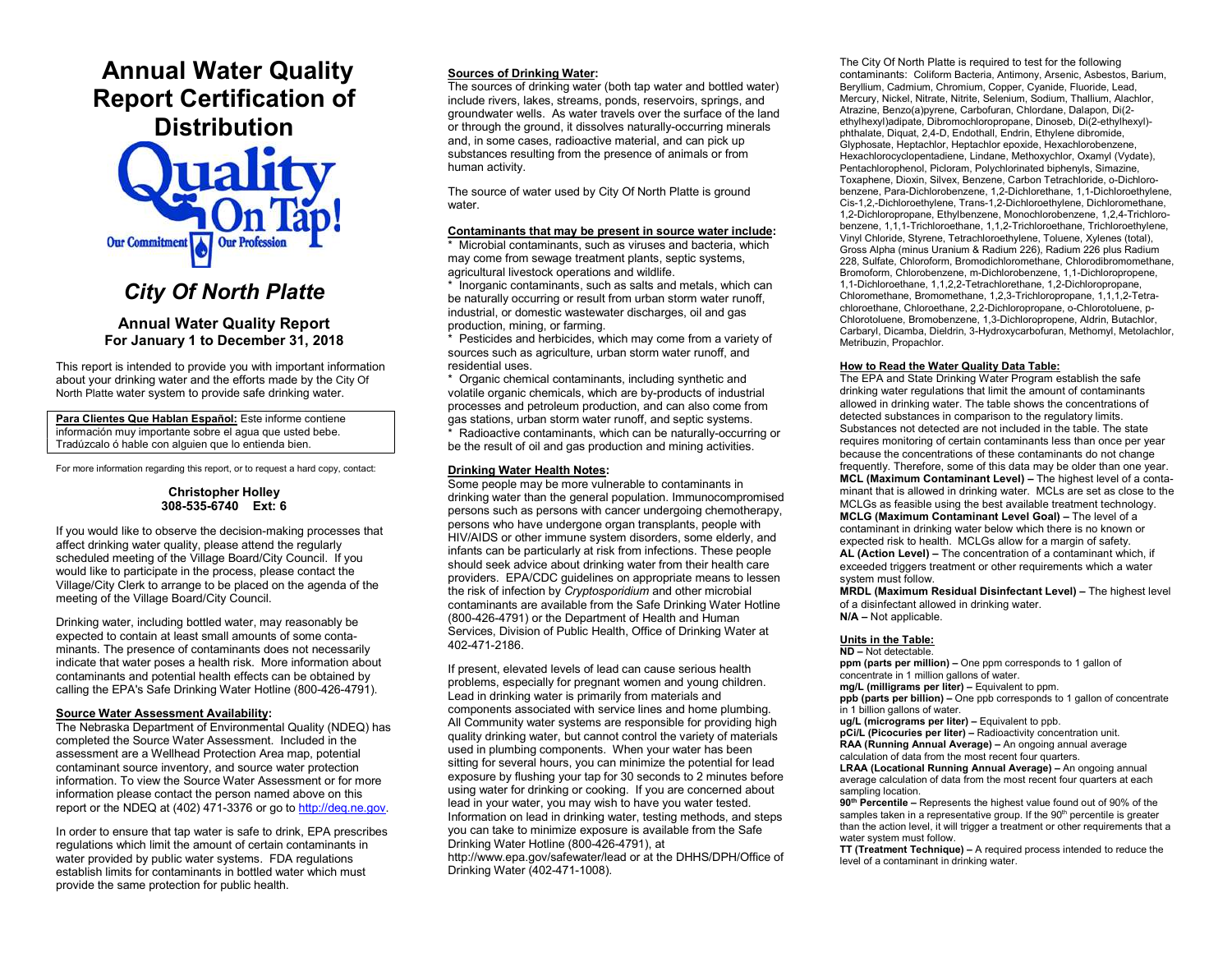# Annual Water Quality Report Certification of Distribution

Quality On Tap! Our Commitment Our Profession

## *City Of North Platte*

### Annual Water Quality Report
### For January 1 to December 31, 2018

This report is intended to provide you with important information about your drinking water and the efforts made by the City Of North Platte water system to provide safe drinking water.

**Para Clientes Que Hablan Español:** Este informe contiene información muy importante sobre el agua que usted bebe. Tradúzcalo ó hable con alguien que lo entienda bien.

For more information regarding this report, or to request a hard copy, contact:

**Christopher Holley**
**308-535-6740 Ext: 6**

If you would like to observe the decision-making processes that affect drinking water quality, please attend the regularly scheduled meeting of the Village Board/City Council. If you would like to participate in the process, please contact the Village/City Clerk to arrange to be placed on the agenda of the meeting of the Village Board/City Council.

Drinking water, including bottled water, may reasonably be expected to contain at least small amounts of some contaminants. The presence of contaminants does not necessarily indicate that water poses a health risk. More information about contaminants and potential health effects can be obtained by calling the EPA's Safe Drinking Water Hotline (800-426-4791).

**Source Water Assessment Availability:**
The Nebraska Department of Environmental Quality (NDEQ) has completed the Source Water Assessment. Included in the assessment are a Wellhead Protection Area map, potential contaminant source inventory, and source water protection information. To view the Source Water Assessment or for more information please contact the person named above on this report or the NDEQ at (402) 471-3376 or go to http://deq.ne.gov.

In order to ensure that tap water is safe to drink, EPA prescribes regulations which limit the amount of certain contaminants in water provided by public water systems. FDA regulations establish limits for contaminants in bottled water which must provide the same protection for public health.

**Sources of Drinking Water:**
The sources of drinking water (both tap water and bottled water) include rivers, lakes, streams, ponds, reservoirs, springs, and groundwater wells. As water travels over the surface of the land or through the ground, it dissolves naturally-occurring minerals and, in some cases, radioactive material, and can pick up substances resulting from the presence of animals or from human activity.

The source of water used by City Of North Platte is ground water.

**Contaminants that may be present in source water include:**
* Microbial contaminants, such as viruses and bacteria, which may come from sewage treatment plants, septic systems, agricultural livestock operations and wildlife.
* Inorganic contaminants, such as salts and metals, which can be naturally occurring or result from urban storm water runoff, industrial, or domestic wastewater discharges, oil and gas production, mining, or farming.
* Pesticides and herbicides, which may come from a variety of sources such as agriculture, urban storm water runoff, and residential uses.
* Organic chemical contaminants, including synthetic and volatile organic chemicals, which are by-products of industrial processes and petroleum production, and can also come from gas stations, urban storm water runoff, and septic systems.
* Radioactive contaminants, which can be naturally-occurring or be the result of oil and gas production and mining activities.

**Drinking Water Health Notes:**
Some people may be more vulnerable to contaminants in drinking water than the general population. Immunocompromised persons such as persons with cancer undergoing chemotherapy, persons who have undergone organ transplants, people with HIV/AIDS or other immune system disorders, some elderly, and infants can be particularly at risk from infections. These people should seek advice about drinking water from their health care providers. EPA/CDC guidelines on appropriate means to lessen the risk of infection by *Cryptosporidium* and other microbial contaminants are available from the Safe Drinking Water Hotline (800-426-4791) or the Department of Health and Human Services, Division of Public Health, Office of Drinking Water at 402-471-2186.

If present, elevated levels of lead can cause serious health problems, especially for pregnant women and young children. Lead in drinking water is primarily from materials and components associated with service lines and home plumbing. All Community water systems are responsible for providing high quality drinking water, but cannot control the variety of materials used in plumbing components. When your water has been sitting for several hours, you can minimize the potential for lead exposure by flushing your tap for 30 seconds to 2 minutes before using water for drinking or cooking. If you are concerned about lead in your water, you may wish to have you water tested. Information on lead in drinking water, testing methods, and steps you can take to minimize exposure is available from the Safe Drinking Water Hotline (800-426-4791), at http://www.epa.gov/safewater/lead or at the DHHS/DPH/Office of Drinking Water (402-471-1008).

The City Of North Platte is required to test for the following contaminants: Coliform Bacteria, Antimony, Arsenic, Asbestos, Barium, Beryllium, Cadmium, Chromium, Copper, Cyanide, Fluoride, Lead, Mercury, Nickel, Nitrate, Nitrite, Selenium, Sodium, Thallium, Alachlor, Atrazine, Benzo(a)pyrene, Carbofuran, Chlordane, Dalapon, Di(2-ethylhexyl)adipate, Dibromochloropropane, Dinoseb, Di(2-ethylhexyl)-phthalate, Diquat, 2,4-D, Endothall, Endrin, Ethylene dibromide, Glyphosate, Heptachlor, Heptachlor epoxide, Hexachlorobenzene, Hexachlorocyclopentadiene, Lindane, Methoxychlor, Oxamyl (Vydate), Pentachlorophenol, Picloram, Polychlorinated biphenyls, Simazine, Toxaphene, Dioxin, Silvex, Benzene, Carbon Tetrachloride, o-Dichlorobenzene, Para-Dichlorobenzene, 1,2-Dichlorethane, 1,1-Dichloroethylene, Cis-1,2,-Dichloroethylene, Trans-1,2-Dichloroethylene, Dichloromethane, 1,2-Dichloropropane, Ethylbenzene, Monochlorobenzene, 1,2,4-Trichlorobenzene, 1,1,1-Trichloroethane, 1,1,2-Trichloroethane, Trichloroethylene, Vinyl Chloride, Styrene, Tetrachloroethylene, Toluene, Xylenes (total), Gross Alpha (minus Uranium & Radium 226), Radium 226 plus Radium 228, Sulfate, Chloroform, Bromodichloromethane, Chlorodibromomethane, Bromoform, Chlorobenzene, m-Dichlorobenzene, 1,1-Dichloropropene, 1,1-Dichloroethane, 1,1,2,2-Tetrachlorethane, 1,2-Dichloropropane, Chloromethane, Bromomethane, 1,2,3-Trichloropropane, 1,1,1,2-Tetrachloroethane, Chloroethane, 2,2-Dichloropropane, o-Chlorotoluene, p-Chlorotoluene, Bromobenzene, 1,3-Dichloropropene, Aldrin, Butachlor, Carbaryl, Dicamba, Dieldrin, 3-Hydroxycarbofuran, Methomyl, Metolachlor, Metribuzin, Propachlor.

**How to Read the Water Quality Data Table:**
The EPA and State Drinking Water Program establish the safe drinking water regulations that limit the amount of contaminants allowed in drinking water. The table shows the concentrations of detected substances in comparison to the regulatory limits. Substances not detected are not included in the table. The state requires monitoring of certain contaminants less than once per year because the concentrations of these contaminants do not change frequently. Therefore, some of this data may be older than one year.
**MCL (Maximum Contaminant Level) –** The highest level of a contaminant that is allowed in drinking water. MCLs are set as close to the MCLGs as feasible using the best available treatment technology.
**MCLG (Maximum Contaminant Level Goal) –** The level of a contaminant in drinking water below which there is no known or expected risk to health. MCLGs allow for a margin of safety.
**AL (Action Level) –** The concentration of a contaminant which, if exceeded triggers treatment or other requirements which a water system must follow.
**MRDL (Maximum Residual Disinfectant Level) –** The highest level of a disinfectant allowed in drinking water.
**N/A –** Not applicable.

**Units in the Table:**
**ND –** Not detectable.
**ppm (parts per million) –** One ppm corresponds to 1 gallon of concentrate in 1 million gallons of water.
**mg/L (milligrams per liter) –** Equivalent to ppm.
**ppb (parts per billion) –** One ppb corresponds to 1 gallon of concentrate in 1 billion gallons of water.
**ug/L (micrograms per liter) –** Equivalent to ppb.
**pCi/L (Picocuries per liter) –** Radioactivity concentration unit.
**RAA (Running Annual Average) –** An ongoing annual average calculation of data from the most recent four quarters.
**LRAA (Locational Running Annual Average) –** An ongoing annual average calculation of data from the most recent four quarters at each sampling location.
**90th Percentile –** Represents the highest value found out of 90% of the samples taken in a representative group. If the 90th percentile is greater than the action level, it will trigger a treatment or other requirements that a water system must follow.
**TT (Treatment Technique) –** A required process intended to reduce the level of a contaminant in drinking water.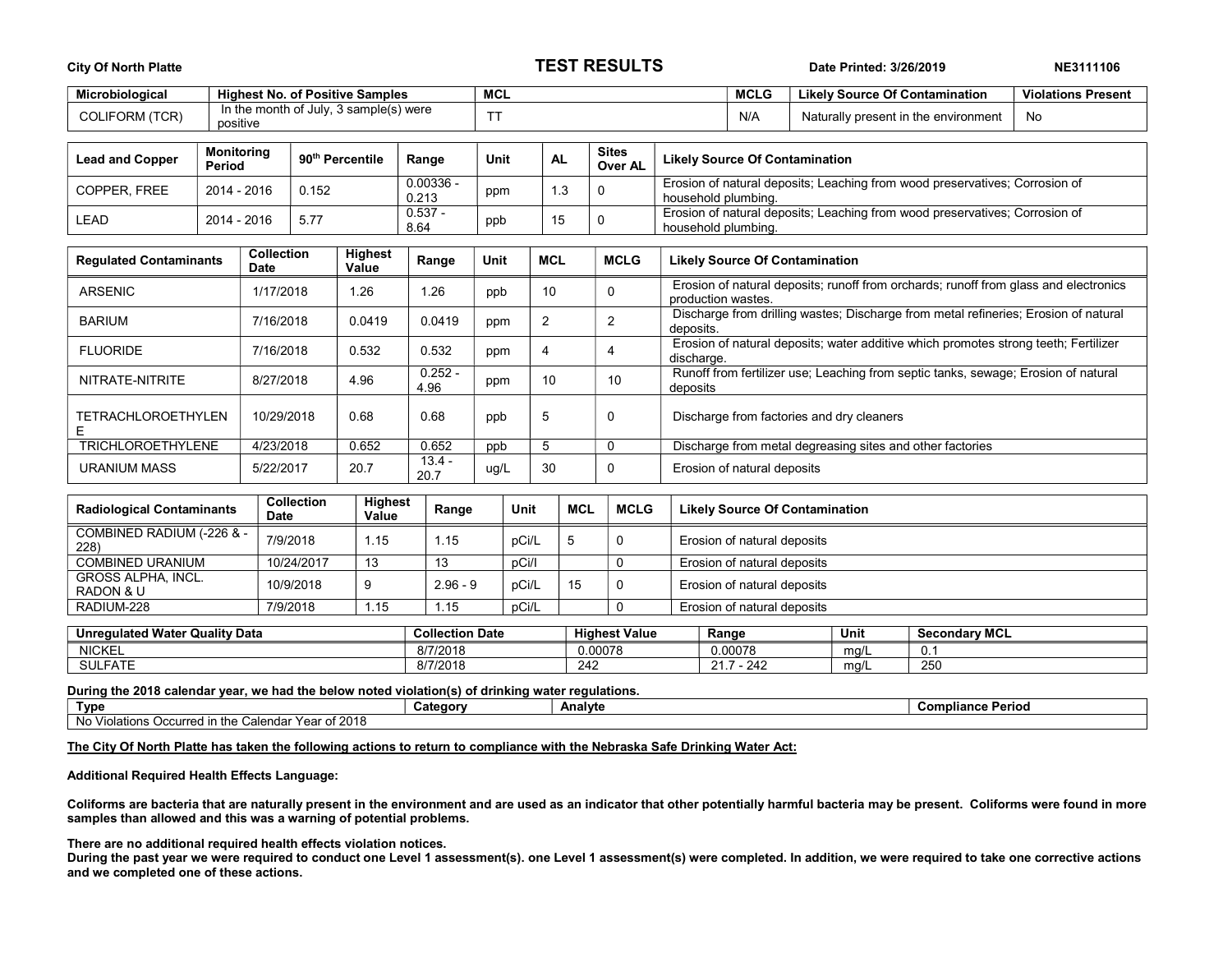**City Of North Platte** **TEST RESULTS** **Date Printed: 3/26/2019** **NE3111106**

| Microbiological | Highest No. of Positive Samples | MCL | MCLG | Likely Source Of Contamination | Violations Present |
|---|---|---|---|---|---|
| COLIFORM (TCR) | In the month of July, 3 sample(s) were positive | TT | N/A | Naturally present in the environment | No |

| Lead and Copper | Monitoring Period | 90th Percentile | Range | Unit | AL | Sites Over AL | Likely Source Of Contamination |
|---|---|---|---|---|---|---|---|
| COPPER, FREE | 2014 - 2016 | 0.152 | 0.00336 - 0.213 | ppm | 1.3 | 0 | Erosion of natural deposits; Leaching from wood preservatives; Corrosion of household plumbing. |
| LEAD | 2014 - 2016 | 5.77 | 0.537 - 8.64 | ppb | 15 | 0 | Erosion of natural deposits; Leaching from wood preservatives; Corrosion of household plumbing. |

| Regulated Contaminants | Collection Date | Highest Value | Range | Unit | MCL | MCLG | Likely Source Of Contamination |
|---|---|---|---|---|---|---|---|
| ARSENIC | 1/17/2018 | 1.26 | 1.26 | ppb | 10 | 0 | Erosion of natural deposits; runoff from orchards; runoff from glass and electronics production wastes. |
| BARIUM | 7/16/2018 | 0.0419 | 0.0419 | ppm | 2 | 2 | Discharge from drilling wastes; Discharge from metal refineries; Erosion of natural deposits. |
| FLUORIDE | 7/16/2018 | 0.532 | 0.532 | ppm | 4 | 4 | Erosion of natural deposits; water additive which promotes strong teeth; Fertilizer discharge. |
| NITRATE-NITRITE | 8/27/2018 | 4.96 | 0.252 - 4.96 | ppm | 10 | 10 | Runoff from fertilizer use; Leaching from septic tanks, sewage; Erosion of natural deposits |
| TETRACHLOROETHYLENE | 10/29/2018 | 0.68 | 0.68 | ppb | 5 | 0 | Discharge from factories and dry cleaners |
| TRICHLOROETHYLENE | 4/23/2018 | 0.652 | 0.652 | ppb | 5 | 0 | Discharge from metal degreasing sites and other factories |
| URANIUM MASS | 5/22/2017 | 20.7 | 13.4 - 20.7 | ug/L | 30 | 0 | Erosion of natural deposits |

| Radiological Contaminants | Collection Date | Highest Value | Range | Unit | MCL | MCLG | Likely Source Of Contamination |
|---|---|---|---|---|---|---|---|
| COMBINED RADIUM (-226 & -228) | 7/9/2018 | 1.15 | 1.15 | pCi/L | 5 | 0 | Erosion of natural deposits |
| COMBINED URANIUM | 10/24/2017 | 13 | 13 | pCi/l | | 0 | Erosion of natural deposits |
| GROSS ALPHA, INCL. RADON & U | 10/9/2018 | 9 | 2.96 - 9 | pCi/L | 15 | 0 | Erosion of natural deposits |
| RADIUM-228 | 7/9/2018 | 1.15 | 1.15 | pCi/L | | 0 | Erosion of natural deposits |

| Unregulated Water Quality Data | Collection Date | Highest Value | Range | Unit | Secondary MCL |
|---|---|---|---|---|---|
| NICKEL | 8/7/2018 | 0.00078 | 0.00078 | mg/L | 0.1 |
| SULFATE | 8/7/2018 | 242 | 21.7 - 242 | mg/L | 250 |

**During the 2018 calendar year, we had the below noted violation(s) of drinking water regulations.**

| Type | Category | Analyte | Compliance Period |
|---|---|---|---|
| No Violations Occurred in the Calendar Year of 2018 | | | |

**The City Of North Platte has taken the following actions to return to compliance with the Nebraska Safe Drinking Water Act:**

**Additional Required Health Effects Language:**

**Coliforms are bacteria that are naturally present in the environment and are used as an indicator that other potentially harmful bacteria may be present. Coliforms were found in more samples than allowed and this was a warning of potential problems.**

**There are no additional required health effects violation notices.**

**During the past year we were required to conduct one Level 1 assessment(s). one Level 1 assessment(s) were completed. In addition, we were required to take one corrective actions and we completed one of these actions.**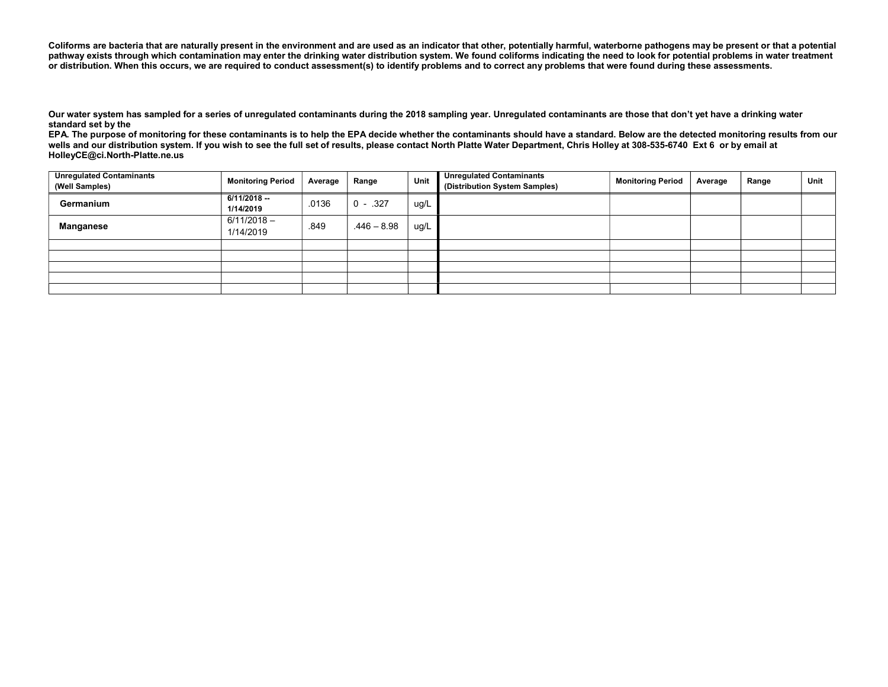**Coliforms are bacteria that are naturally present in the environment and are used as an indicator that other, potentially harmful, waterborne pathogens may be present or that a potential pathway exists through which contamination may enter the drinking water distribution system. We found coliforms indicating the need to look for potential problems in water treatment or distribution. When this occurs, we are required to conduct assessment(s) to identify problems and to correct any problems that were found during these assessments.**

**Our water system has sampled for a series of unregulated contaminants during the 2018 sampling year. Unregulated contaminants are those that don't yet have a drinking water standard set by the EPA. The purpose of monitoring for these contaminants is to help the EPA decide whether the contaminants should have a standard. Below are the detected monitoring results from our wells and our distribution system. If you wish to see the full set of results, please contact North Platte Water Department, Chris Holley at 308-535-6740 Ext 6 or by email at HolleyCE@ci.North-Platte.ne.us**

| Unregulated Contaminants (Well Samples) | Monitoring Period | Average | Range | Unit | Unregulated Contaminants (Distribution System Samples) | Monitoring Period | Average | Range | Unit |
|---|---|---|---|---|---|---|---|---|---|
| Germanium | 6/11/2018 -- 1/14/2019 | .0136 | 0 - .327 | ug/L | | | | | |
| Manganese | 6/11/2018 – 1/14/2019 | .849 | .446 – 8.98 | ug/L | | | | | |
| | | | | | | | | | |
| | | | | | | | | | |
| | | | | | | | | | |
| | | | | | | | | | |
| | | | | | | | | | |